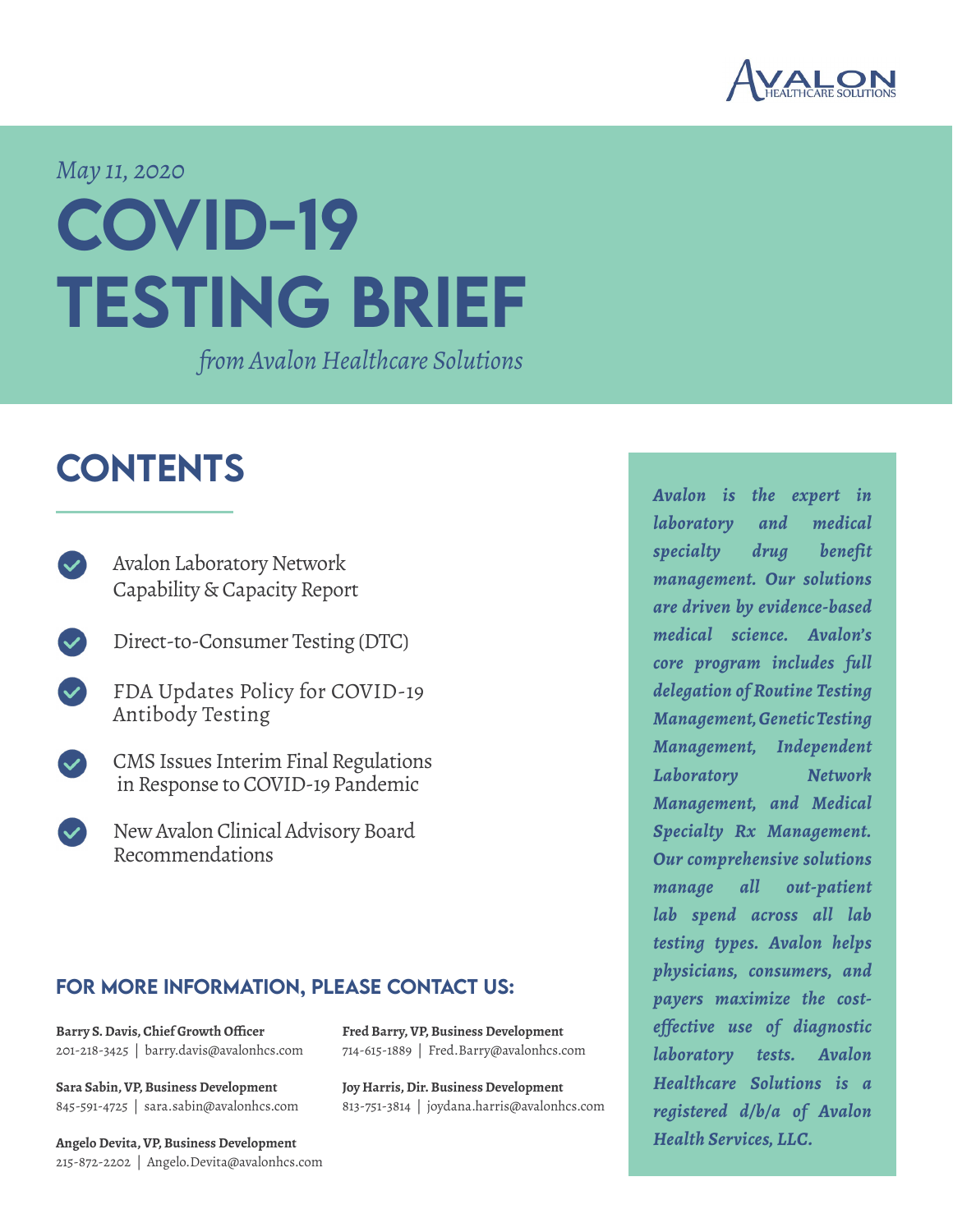AVALON HEALTHCARE SOLUTIONS

*May 11, 2020*

# COVID-19 TESTING BRIEF

*from Avalon Healthcare Solutions*

## CONTENTS

- Avalon Laboratory Network Capability & Capacity Report
- Direct-to-Consumer Testing (DTC)
- FDA Updates Policy for COVID-19 Antibody Testing
- CMS Issues Interim Final Regulations in Response to COVID-19 Pandemic
- New Avalon Clinical Advisory Board Recommendations

### FOR MORE INFORMATION, PLEASE CONTACT US:

**Barry S. Davis, Chief Growth Officer**
201-218-3425 | barry.davis@avalonhcs.com

**Sara Sabin, VP, Business Development**
845-591-4725 | sara.sabin@avalonhcs.com

**Angelo Devita, VP, Business Development**
215-872-2202 | Angelo.Devita@avalonhcs.com

**Fred Barry, VP, Business Development**
714-615-1889 | Fred.Barry@avalonhcs.com

**Joy Harris, Dir. Business Development**
813-751-3814 | joydana.harris@avalonhcs.com

***Avalon is the expert in laboratory and medical specialty drug benefit management. Our solutions are driven by evidence-based medical science. Avalon's core program includes full delegation of Routine Testing Management, Genetic Testing Management, Independent Laboratory Network Management, and Medical Specialty Rx Management. Our comprehensive solutions manage all out-patient lab spend across all lab testing types. Avalon helps physicians, consumers, and payers maximize the cost-effective use of diagnostic laboratory tests. Avalon Healthcare Solutions is a registered d/b/a of Avalon Health Services, LLC.***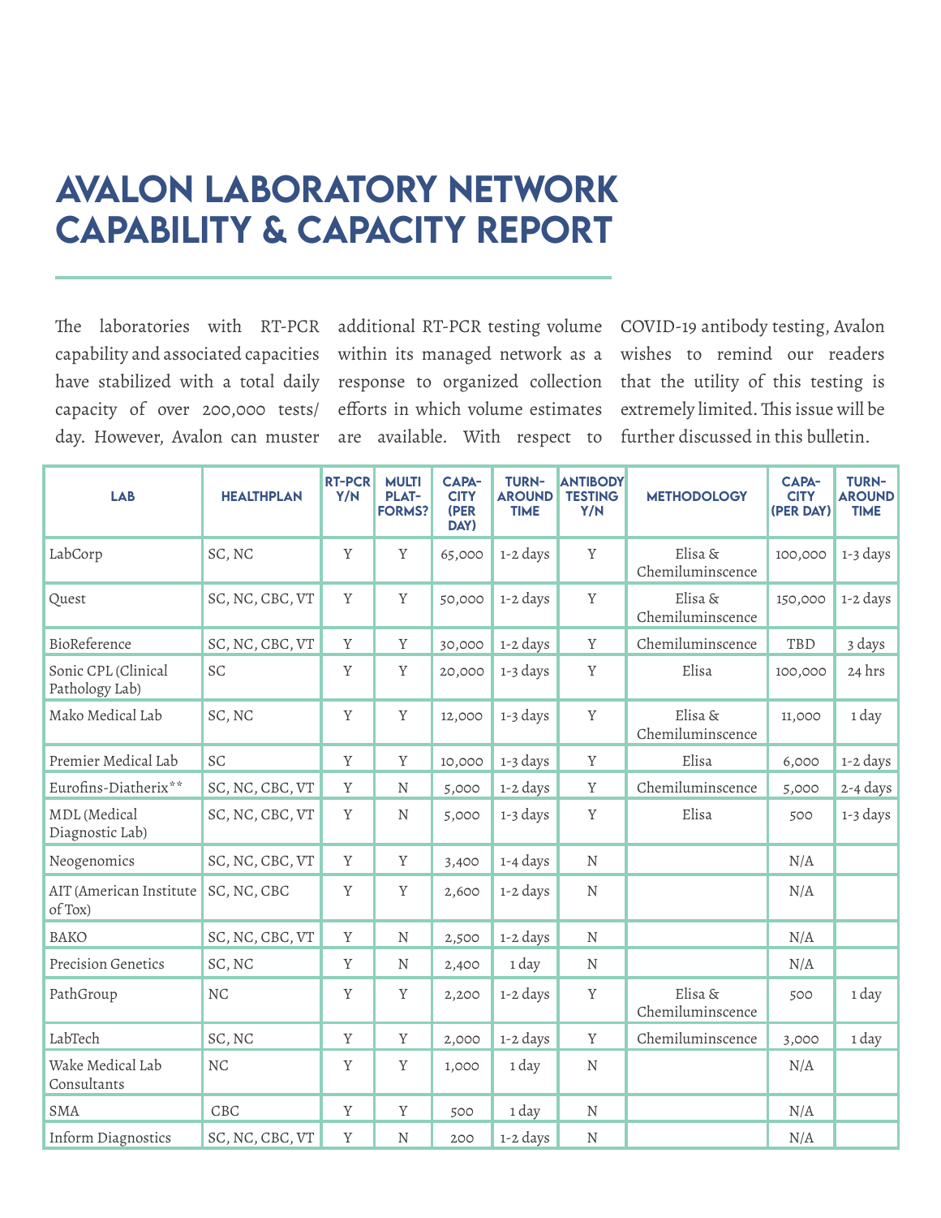# AVALON LABORATORY NETWORK CAPABILITY & CAPACITY REPORT

The laboratories with RT-PCR capability and associated capacities have stabilized with a total daily capacity of over 200,000 tests/day. However, Avalon can muster additional RT-PCR testing volume within its managed network as a response to organized collection efforts in which volume estimates are available. With respect to COVID-19 antibody testing, Avalon wishes to remind our readers that the utility of this testing is extremely limited. This issue will be further discussed in this bulletin.

| LAB | HEALTHPLAN | RT-PCR Y/N | MULTI PLAT-FORMS? | CAPA-CITY (PER DAY) | TURN-AROUND TIME | ANTIBODY TESTING Y/N | METHODOLOGY | CAPA-CITY (PER DAY) | TURN-AROUND TIME |
|---|---|---|---|---|---|---|---|---|---|
| LabCorp | SC, NC | Y | Y | 65,000 | 1-2 days | Y | Elisa & Chemiluminscence | 100,000 | 1-3 days |
| Quest | SC, NC, CBC, VT | Y | Y | 50,000 | 1-2 days | Y | Elisa & Chemiluminscence | 150,000 | 1-2 days |
| BioReference | SC, NC, CBC, VT | Y | Y | 30,000 | 1-2 days | Y | Chemiluminscence | TBD | 3 days |
| Sonic CPL (Clinical Pathology Lab) | SC | Y | Y | 20,000 | 1-3 days | Y | Elisa | 100,000 | 24 hrs |
| Mako Medical Lab | SC, NC | Y | Y | 12,000 | 1-3 days | Y | Elisa & Chemiluminscence | 11,000 | 1 day |
| Premier Medical Lab | SC | Y | Y | 10,000 | 1-3 days | Y | Elisa | 6,000 | 1-2 days |
| Eurofins-Diatherix** | SC, NC, CBC, VT | Y | N | 5,000 | 1-2 days | Y | Chemiluminscence | 5,000 | 2-4 days |
| MDL (Medical Diagnostic Lab) | SC, NC, CBC, VT | Y | N | 5,000 | 1-3 days | Y | Elisa | 500 | 1-3 days |
| Neogenomics | SC, NC, CBC, VT | Y | Y | 3,400 | 1-4 days | N | | N/A | |
| AIT (American Institute of Tox) | SC, NC, CBC | Y | Y | 2,600 | 1-2 days | N | | N/A | |
| BAKO | SC, NC, CBC, VT | Y | N | 2,500 | 1-2 days | N | | N/A | |
| Precision Genetics | SC, NC | Y | N | 2,400 | 1 day | N | | N/A | |
| PathGroup | NC | Y | Y | 2,200 | 1-2 days | Y | Elisa & Chemiluminscence | 500 | 1 day |
| LabTech | SC, NC | Y | Y | 2,000 | 1-2 days | Y | Chemiluminscence | 3,000 | 1 day |
| Wake Medical Lab Consultants | NC | Y | Y | 1,000 | 1 day | N | | N/A | |
| SMA | CBC | Y | Y | 500 | 1 day | N | | N/A | |
| Inform Diagnostics | SC, NC, CBC, VT | Y | N | 200 | 1-2 days | N | | N/A | |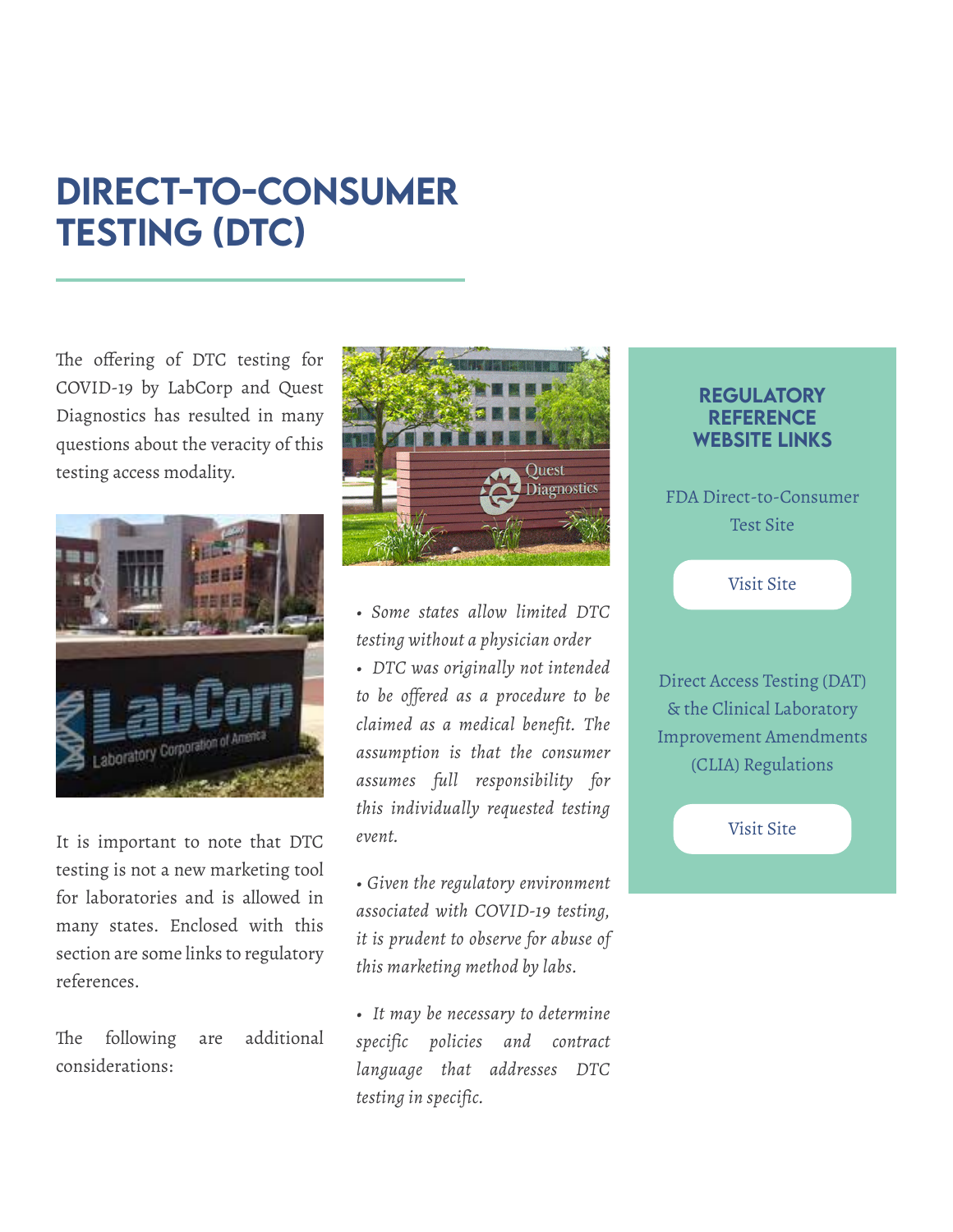# DIRECT-TO-CONSUMER TESTING (DTC)

The offering of DTC testing for COVID-19 by LabCorp and Quest Diagnostics has resulted in many questions about the veracity of this testing access modality.

It is important to note that DTC testing is not a new marketing tool for laboratories and is allowed in many states. Enclosed with this section are some links to regulatory references.

The following are additional considerations:

- *Some states allow limited DTC testing without a physician order*
- *DTC was originally not intended to be offered as a procedure to be claimed as a medical benefit. The assumption is that the consumer assumes full responsibility for this individually requested testing event.*
- *Given the regulatory environment associated with COVID-19 testing, it is prudent to observe for abuse of this marketing method by labs.*
- *It may be necessary to determine specific policies and contract language that addresses DTC testing in specific.*

## REGULATORY REFERENCE WEBSITE LINKS

FDA Direct-to-Consumer Test Site

Visit Site

Direct Access Testing (DAT) & the Clinical Laboratory Improvement Amendments (CLIA) Regulations

Visit Site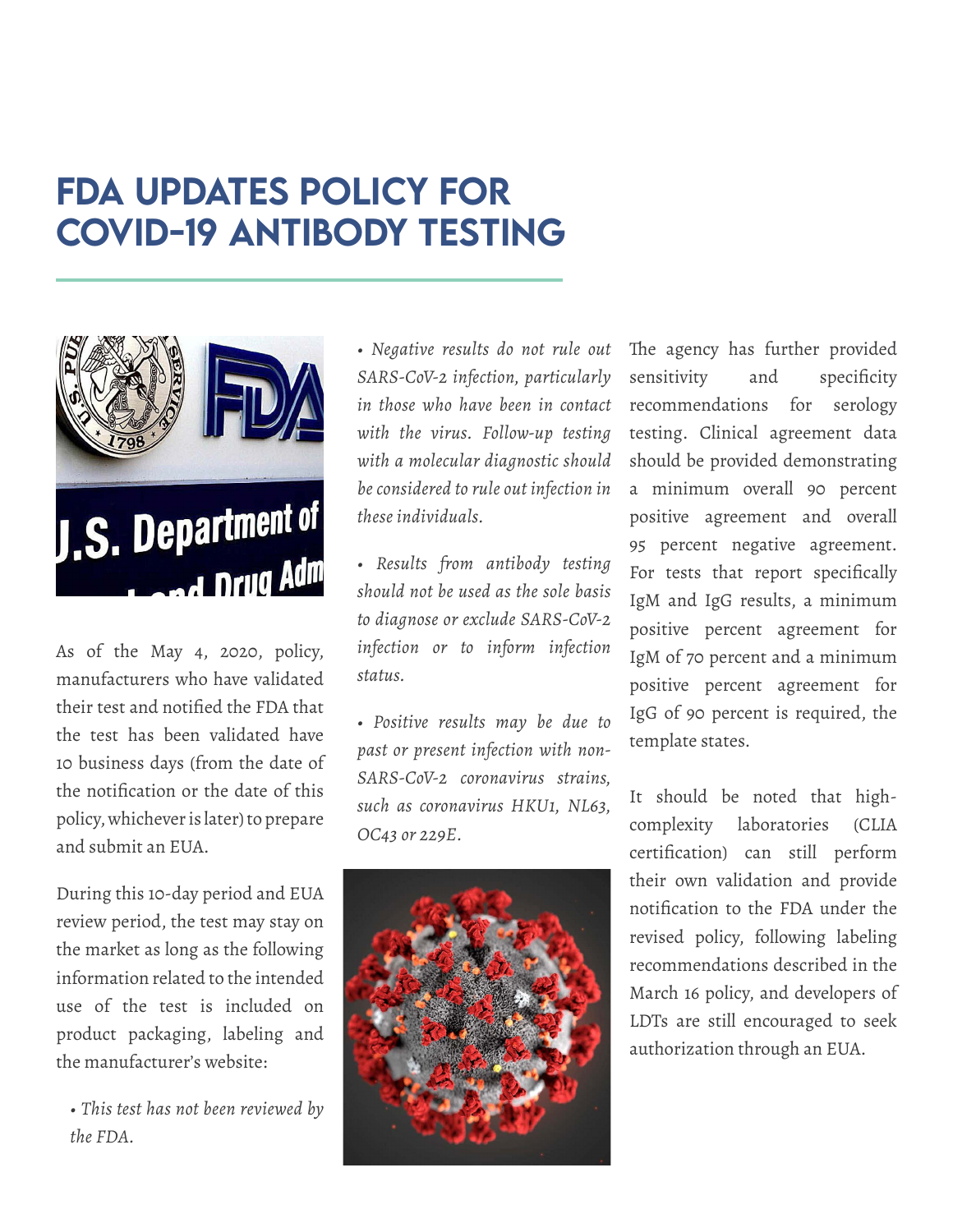# FDA UPDATES POLICY FOR COVID-19 ANTIBODY TESTING

As of the May 4, 2020, policy, manufacturers who have validated their test and notified the FDA that the test has been validated have 10 business days (from the date of the notification or the date of this policy, whichever is later) to prepare and submit an EUA.

During this 10-day period and EUA review period, the test may stay on the market as long as the following information related to the intended use of the test is included on product packaging, labeling and the manufacturer's website:

- *This test has not been reviewed by the FDA.*
- *Negative results do not rule out SARS-CoV-2 infection, particularly in those who have been in contact with the virus. Follow-up testing with a molecular diagnostic should be considered to rule out infection in these individuals.*
- *Results from antibody testing should not be used as the sole basis to diagnose or exclude SARS-CoV-2 infection or to inform infection status.*
- *Positive results may be due to past or present infection with non-SARS-CoV-2 coronavirus strains, such as coronavirus HKU1, NL63, OC43 or 229E.*

The agency has further provided sensitivity and specificity recommendations for serology testing. Clinical agreement data should be provided demonstrating a minimum overall 90 percent positive agreement and overall 95 percent negative agreement. For tests that report specifically IgM and IgG results, a minimum positive percent agreement for IgM of 70 percent and a minimum positive percent agreement for IgG of 90 percent is required, the template states.

It should be noted that high-complexity laboratories (CLIA certification) can still perform their own validation and provide notification to the FDA under the revised policy, following labeling recommendations described in the March 16 policy, and developers of LDTs are still encouraged to seek authorization through an EUA.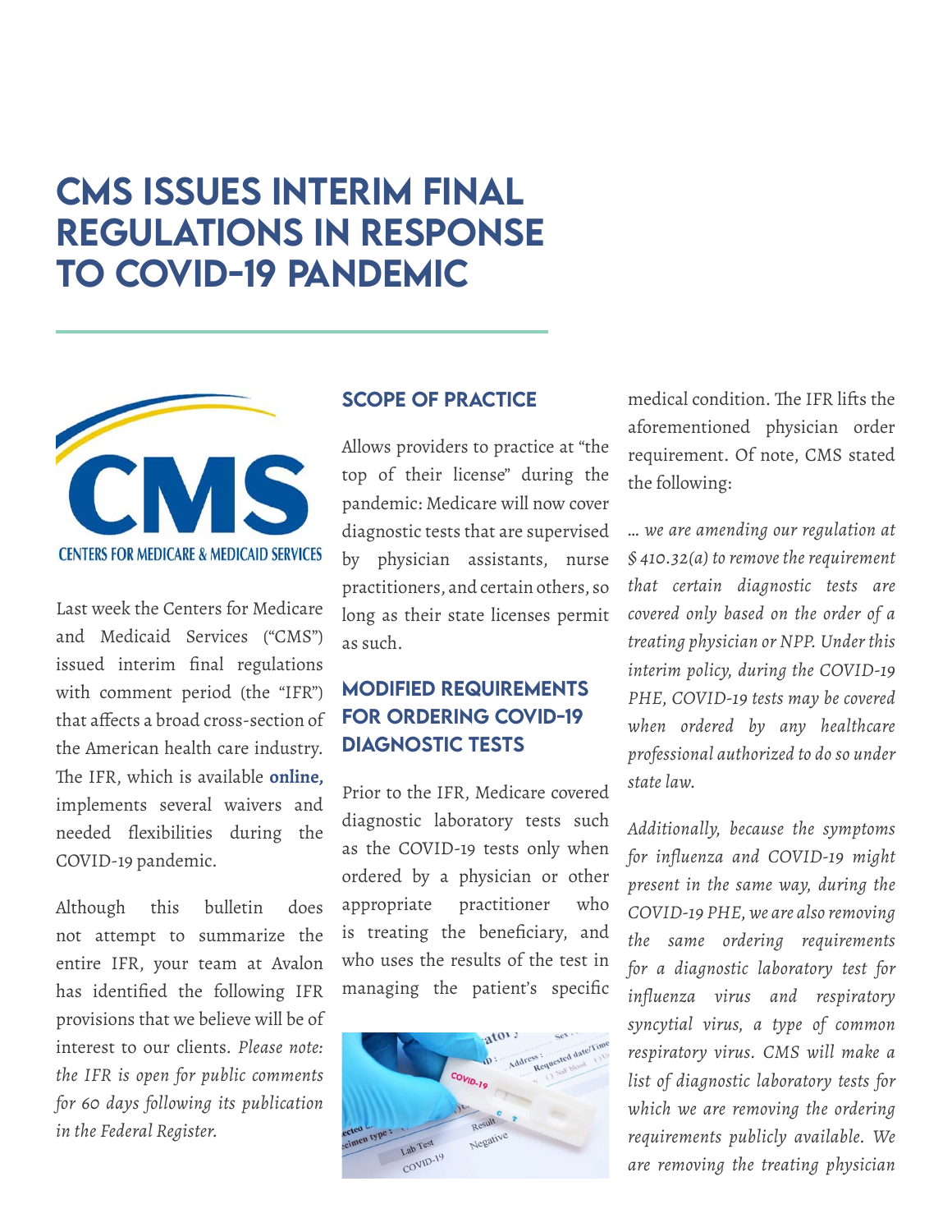# CMS ISSUES INTERIM FINAL REGULATIONS IN RESPONSE TO COVID-19 PANDEMIC

Last week the Centers for Medicare and Medicaid Services ("CMS") issued interim final regulations with comment period (the "IFR") that affects a broad cross-section of the American health care industry. The IFR, which is available **online,** implements several waivers and needed flexibilities during the COVID-19 pandemic.

Although this bulletin does not attempt to summarize the entire IFR, your team at Avalon has identified the following IFR provisions that we believe will be of interest to our clients. *Please note: the IFR is open for public comments for 60 days following its publication in the Federal Register.*

## SCOPE OF PRACTICE

Allows providers to practice at "the top of their license" during the pandemic: Medicare will now cover diagnostic tests that are supervised by physician assistants, nurse practitioners, and certain others, so long as their state licenses permit as such.

## MODIFIED REQUIREMENTS FOR ORDERING COVID-19 DIAGNOSTIC TESTS

Prior to the IFR, Medicare covered diagnostic laboratory tests such as the COVID-19 tests only when ordered by a physician or other appropriate practitioner who is treating the beneficiary, and who uses the results of the test in managing the patient's specific medical condition. The IFR lifts the aforementioned physician order requirement. Of note, CMS stated the following:

*… we are amending our regulation at § 410.32(a) to remove the requirement that certain diagnostic tests are covered only based on the order of a treating physician or NPP. Under this interim policy, during the COVID-19 PHE, COVID-19 tests may be covered when ordered by any healthcare professional authorized to do so under state law.*

*Additionally, because the symptoms for influenza and COVID-19 might present in the same way, during the COVID-19 PHE, we are also removing the same ordering requirements for a diagnostic laboratory test for influenza virus and respiratory syncytial virus, a type of common respiratory virus. CMS will make a list of diagnostic laboratory tests for which we are removing the ordering requirements publicly available. We are removing the treating physician*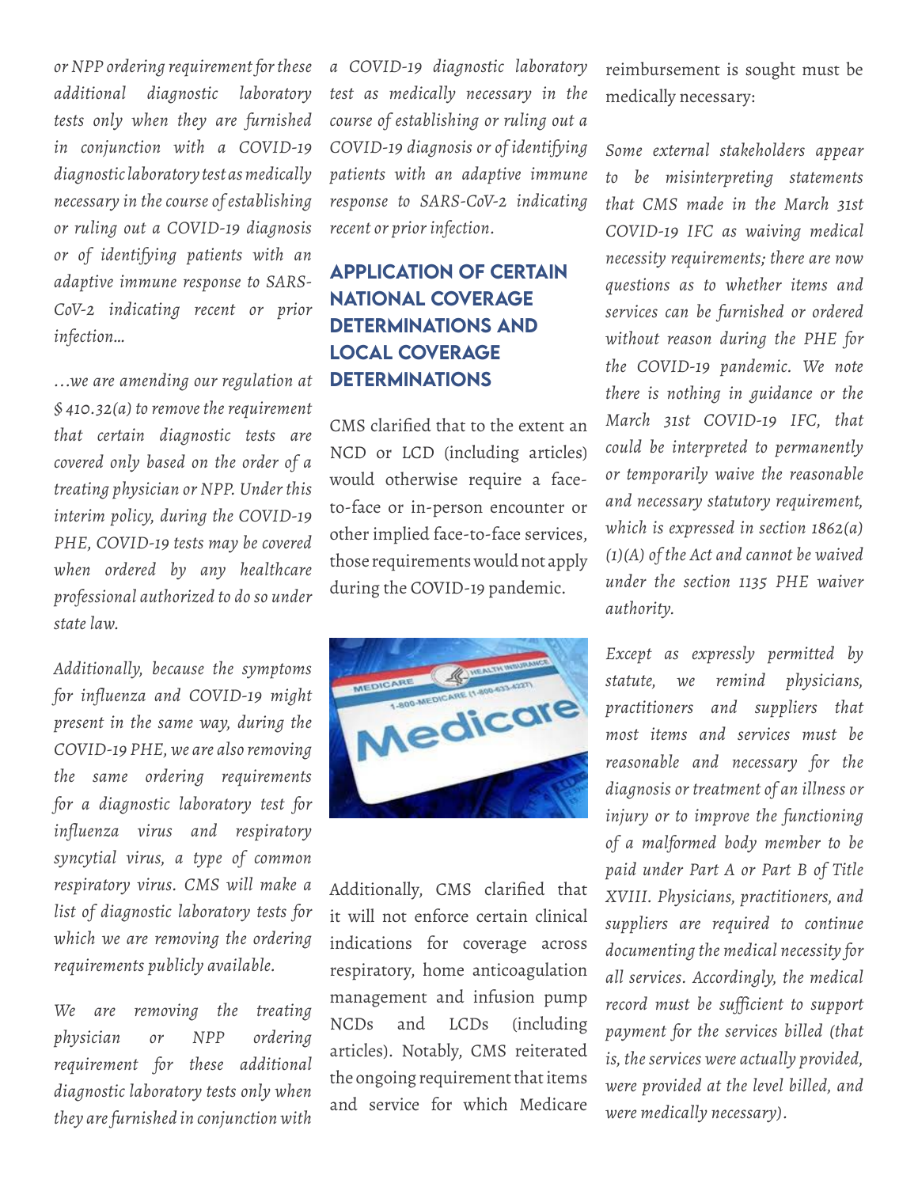*or NPP ordering requirement for these additional diagnostic laboratory tests only when they are furnished in conjunction with a COVID-19 diagnostic laboratory test as medically necessary in the course of establishing or ruling out a COVID-19 diagnosis or of identifying patients with an adaptive immune response to SARS-CoV-2 indicating recent or prior infection…*

*…we are amending our regulation at § 410.32(a) to remove the requirement that certain diagnostic tests are covered only based on the order of a treating physician or NPP. Under this interim policy, during the COVID-19 PHE, COVID-19 tests may be covered when ordered by any healthcare professional authorized to do so under state law.*

*Additionally, because the symptoms for influenza and COVID-19 might present in the same way, during the COVID-19 PHE, we are also removing the same ordering requirements for a diagnostic laboratory test for influenza virus and respiratory syncytial virus, a type of common respiratory virus. CMS will make a list of diagnostic laboratory tests for which we are removing the ordering requirements publicly available.*

*We are removing the treating physician or NPP ordering requirement for these additional diagnostic laboratory tests only when they are furnished in conjunction with a COVID-19 diagnostic laboratory test as medically necessary in the course of establishing or ruling out a COVID-19 diagnosis or of identifying patients with an adaptive immune response to SARS-CoV-2 indicating recent or prior infection.*

## APPLICATION OF CERTAIN NATIONAL COVERAGE DETERMINATIONS AND LOCAL COVERAGE DETERMINATIONS

CMS clarified that to the extent an NCD or LCD (including articles) would otherwise require a face-to-face or in-person encounter or other implied face-to-face services, those requirements would not apply during the COVID-19 pandemic.

Additionally, CMS clarified that it will not enforce certain clinical indications for coverage across respiratory, home anticoagulation management and infusion pump NCDs and LCDs (including articles). Notably, CMS reiterated the ongoing requirement that items and service for which Medicare reimbursement is sought must be medically necessary:

*Some external stakeholders appear to be misinterpreting statements that CMS made in the March 31st COVID-19 IFC as waiving medical necessity requirements; there are now questions as to whether items and services can be furnished or ordered without reason during the PHE for the COVID-19 pandemic. We note there is nothing in guidance or the March 31st COVID-19 IFC, that could be interpreted to permanently or temporarily waive the reasonable and necessary statutory requirement, which is expressed in section 1862(a)(1)(A) of the Act and cannot be waived under the section 1135 PHE waiver authority.*

*Except as expressly permitted by statute, we remind physicians, practitioners and suppliers that most items and services must be reasonable and necessary for the diagnosis or treatment of an illness or injury or to improve the functioning of a malformed body member to be paid under Part A or Part B of Title XVIII. Physicians, practitioners, and suppliers are required to continue documenting the medical necessity for all services. Accordingly, the medical record must be sufficient to support payment for the services billed (that is, the services were actually provided, were provided at the level billed, and were medically necessary).*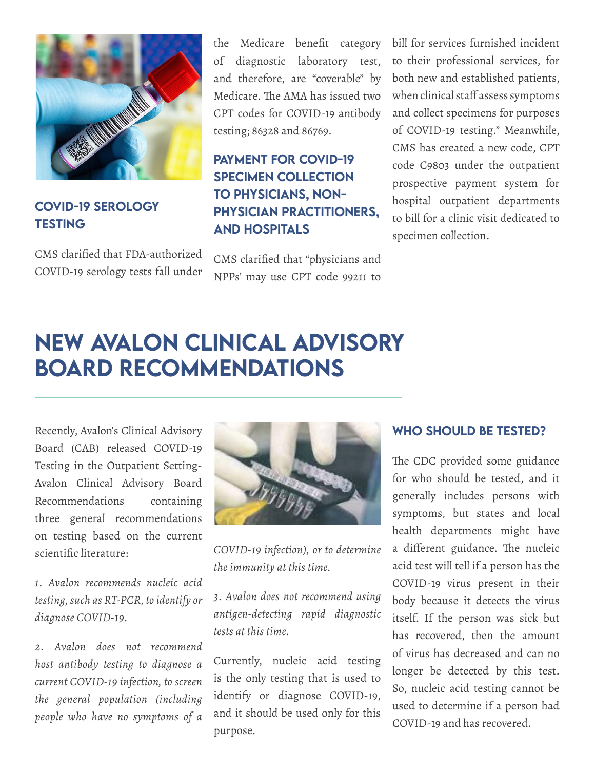### COVID-19 SEROLOGY TESTING

CMS clarified that FDA-authorized COVID-19 serology tests fall under the Medicare benefit category of diagnostic laboratory test, and therefore, are "coverable" by Medicare. The AMA has issued two CPT codes for COVID-19 antibody testing; 86328 and 86769.

### PAYMENT FOR COVID-19 SPECIMEN COLLECTION TO PHYSICIANS, NON-PHYSICIAN PRACTITIONERS, AND HOSPITALS

CMS clarified that "physicians and NPPs' may use CPT code 99211 to bill for services furnished incident to their professional services, for both new and established patients, when clinical staff assess symptoms and collect specimens for purposes of COVID-19 testing." Meanwhile, CMS has created a new code, CPT code C9803 under the outpatient prospective payment system for hospital outpatient departments to bill for a clinic visit dedicated to specimen collection.

# NEW AVALON CLINICAL ADVISORY BOARD RECOMMENDATIONS

Recently, Avalon's Clinical Advisory Board (CAB) released COVID-19 Testing in the Outpatient Setting-Avalon Clinical Advisory Board Recommendations containing three general recommendations on testing based on the current scientific literature:

*1. Avalon recommends nucleic acid testing, such as RT-PCR, to identify or diagnose COVID-19.*

*2. Avalon does not recommend host antibody testing to diagnose a current COVID-19 infection, to screen the general population (including people who have no symptoms of a COVID-19 infection), or to determine the immunity at this time.*

*3. Avalon does not recommend using antigen-detecting rapid diagnostic tests at this time.*

Currently, nucleic acid testing is the only testing that is used to identify or diagnose COVID-19, and it should be used only for this purpose.

### WHO SHOULD BE TESTED?

The CDC provided some guidance for who should be tested, and it generally includes persons with symptoms, but states and local health departments might have a different guidance. The nucleic acid test will tell if a person has the COVID-19 virus present in their body because it detects the virus itself. If the person was sick but has recovered, then the amount of virus has decreased and can no longer be detected by this test. So, nucleic acid testing cannot be used to determine if a person had COVID-19 and has recovered.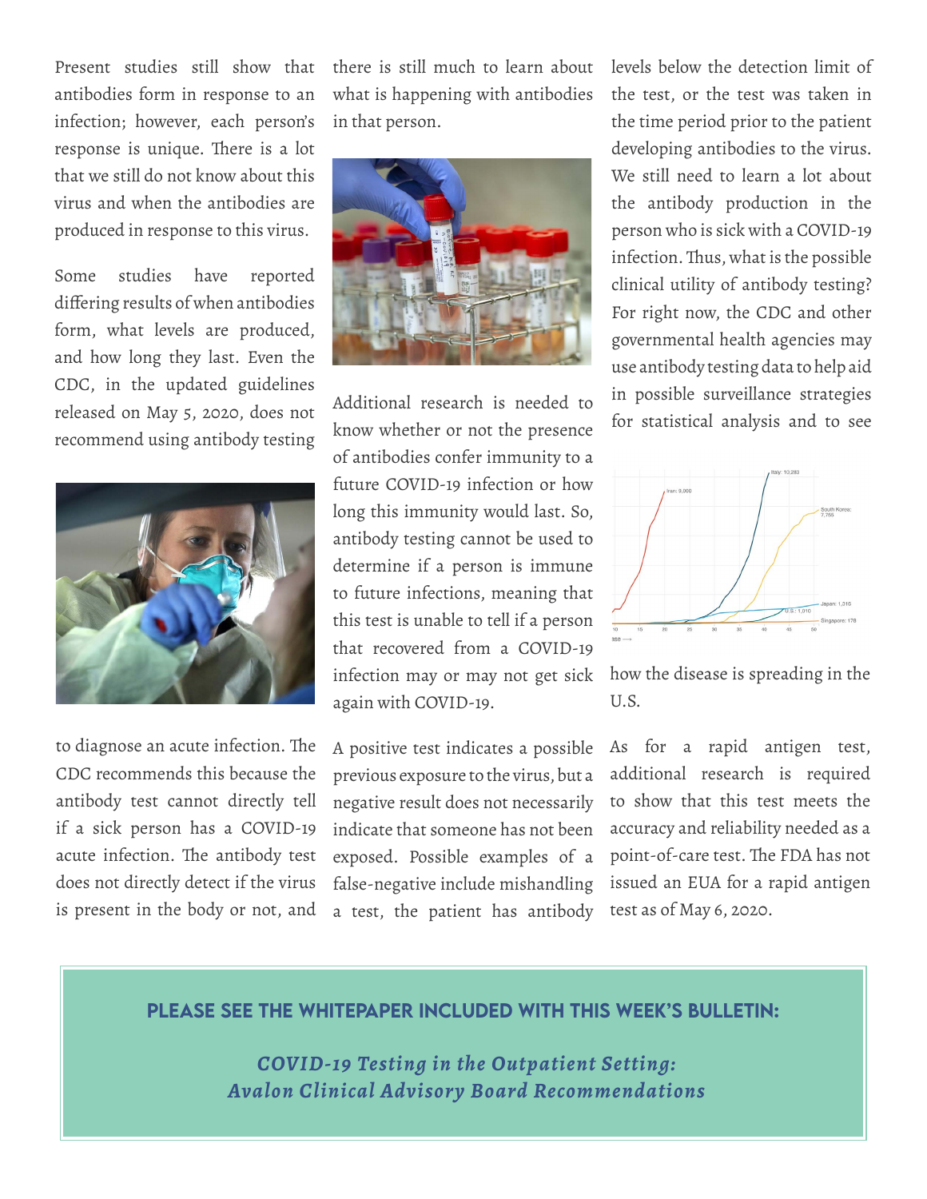Present studies still show that antibodies form in response to an infection; however, each person's response is unique. There is a lot that we still do not know about this virus and when the antibodies are produced in response to this virus.

Some studies have reported differing results of when antibodies form, what levels are produced, and how long they last. Even the CDC, in the updated guidelines released on May 5, 2020, does not recommend using antibody testing to diagnose an acute infection. The CDC recommends this because the antibody test cannot directly tell if a sick person has a COVID-19 acute infection. The antibody test does not directly detect if the virus is present in the body or not, and there is still much to learn about what is happening with antibodies in that person.

Additional research is needed to know whether or not the presence of antibodies confer immunity to a future COVID-19 infection or how long this immunity would last. So, antibody testing cannot be used to determine if a person is immune to future infections, meaning that this test is unable to tell if a person that recovered from a COVID-19 infection may or may not get sick again with COVID-19.

A positive test indicates a possible previous exposure to the virus, but a negative result does not necessarily indicate that someone has not been exposed. Possible examples of a false-negative include mishandling a test, the patient has antibody levels below the detection limit of the test, or the test was taken in the time period prior to the patient developing antibodies to the virus. We still need to learn a lot about the antibody production in the person who is sick with a COVID-19 infection. Thus, what is the possible clinical utility of antibody testing? For right now, the CDC and other governmental health agencies may use antibody testing data to help aid in possible surveillance strategies for statistical analysis and to see how the disease is spreading in the U.S.

Iran: 9,000
Italy: 10,283
South Korea: 7,755
Japan: 1,316
U.S.: 1,010
Singapore: 178
10 15 20 25 30 35 40 45 50

As for a rapid antigen test, additional research is required to show that this test meets the accuracy and reliability needed as a point-of-care test. The FDA has not issued an EUA for a rapid antigen test as of May 6, 2020.

**PLEASE SEE THE WHITEPAPER INCLUDED WITH THIS WEEK'S BULLETIN:**

***COVID-19 Testing in the Outpatient Setting: Avalon Clinical Advisory Board Recommendations***